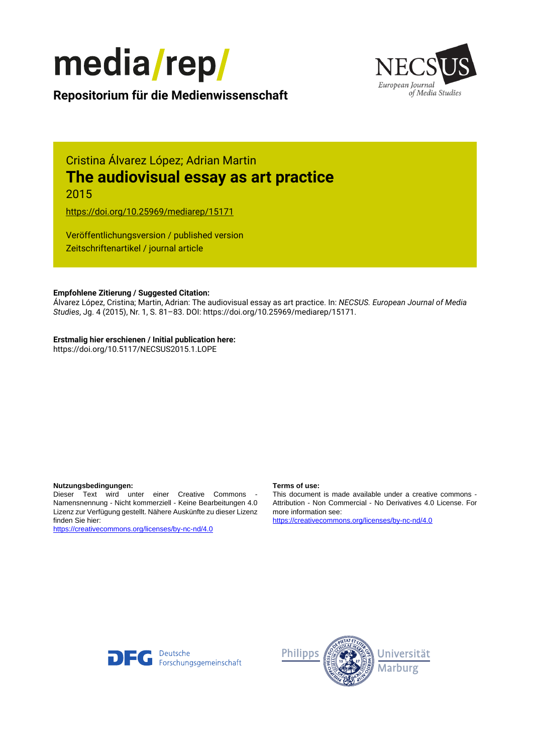# media/rep/

**Repositorium für die Medienwissenschaft**

NECSUS
European Journal of Media Studies

Cristina Álvarez López; Adrian Martin

## The audiovisual essay as art practice

2015

https://doi.org/10.25969/mediarep/15171

Veröffentlichungsversion / published version
Zeitschriftenartikel / journal article

**Empfohlene Zitierung / Suggested Citation:**
Álvarez López, Cristina; Martin, Adrian: The audiovisual essay as art practice. In: *NECSUS. European Journal of Media Studies*, Jg. 4 (2015), Nr. 1, S. 81–83. DOI: https://doi.org/10.25969/mediarep/15171.

**Erstmalig hier erschienen / Initial publication here:**
https://doi.org/10.5117/NECSUS2015.1.LOPE

**Nutzungsbedingungen:**
Dieser Text wird unter einer Creative Commons - Namensnennung - Nicht kommerziell - Keine Bearbeitungen 4.0 Lizenz zur Verfügung gestellt. Nähere Auskünfte zu dieser Lizenz finden Sie hier:
https://creativecommons.org/licenses/by-nc-nd/4.0

**Terms of use:**
This document is made available under a creative commons - Attribution - Non Commercial - No Derivatives 4.0 License. For more information see:
https://creativecommons.org/licenses/by-nc-nd/4.0

Deutsche Forschungsgemeinschaft

Philipps Universität Marburg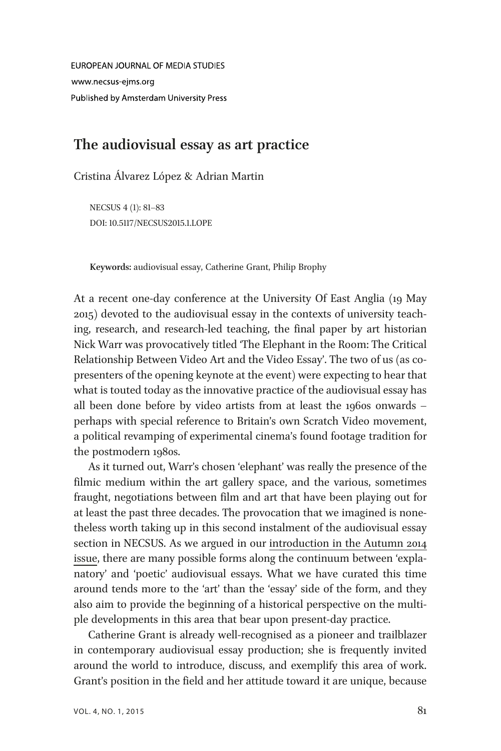EUROPEAN JOURNAL OF MEDIA STUDIES
www.necsus-ejms.org
Published by Amsterdam University Press

# The audiovisual essay as art practice

Cristina Álvarez López & Adrian Martin

NECSUS 4 (1): 81–83
DOI: 10.5117/NECSUS2015.1.LOPE

**Keywords:** audiovisual essay, Catherine Grant, Philip Brophy

At a recent one-day conference at the University Of East Anglia (19 May 2015) devoted to the audiovisual essay in the contexts of university teaching, research, and research-led teaching, the final paper by art historian Nick Warr was provocatively titled 'The Elephant in the Room: The Critical Relationship Between Video Art and the Video Essay'. The two of us (as co-presenters of the opening keynote at the event) were expecting to hear that what is touted today as the innovative practice of the audiovisual essay has all been done before by video artists from at least the 1960s onwards – perhaps with special reference to Britain's own Scratch Video movement, a political revamping of experimental cinema's found footage tradition for the postmodern 1980s.

As it turned out, Warr's chosen 'elephant' was really the presence of the filmic medium within the art gallery space, and the various, sometimes fraught, negotiations between film and art that have been playing out for at least the past three decades. The provocation that we imagined is nonetheless worth taking up in this second instalment of the audiovisual essay section in NECSUS. As we argued in our introduction in the Autumn 2014 issue, there are many possible forms along the continuum between 'explanatory' and 'poetic' audiovisual essays. What we have curated this time around tends more to the 'art' than the 'essay' side of the form, and they also aim to provide the beginning of a historical perspective on the multiple developments in this area that bear upon present-day practice.

Catherine Grant is already well-recognised as a pioneer and trailblazer in contemporary audiovisual essay production; she is frequently invited around the world to introduce, discuss, and exemplify this area of work. Grant's position in the field and her attitude toward it are unique, because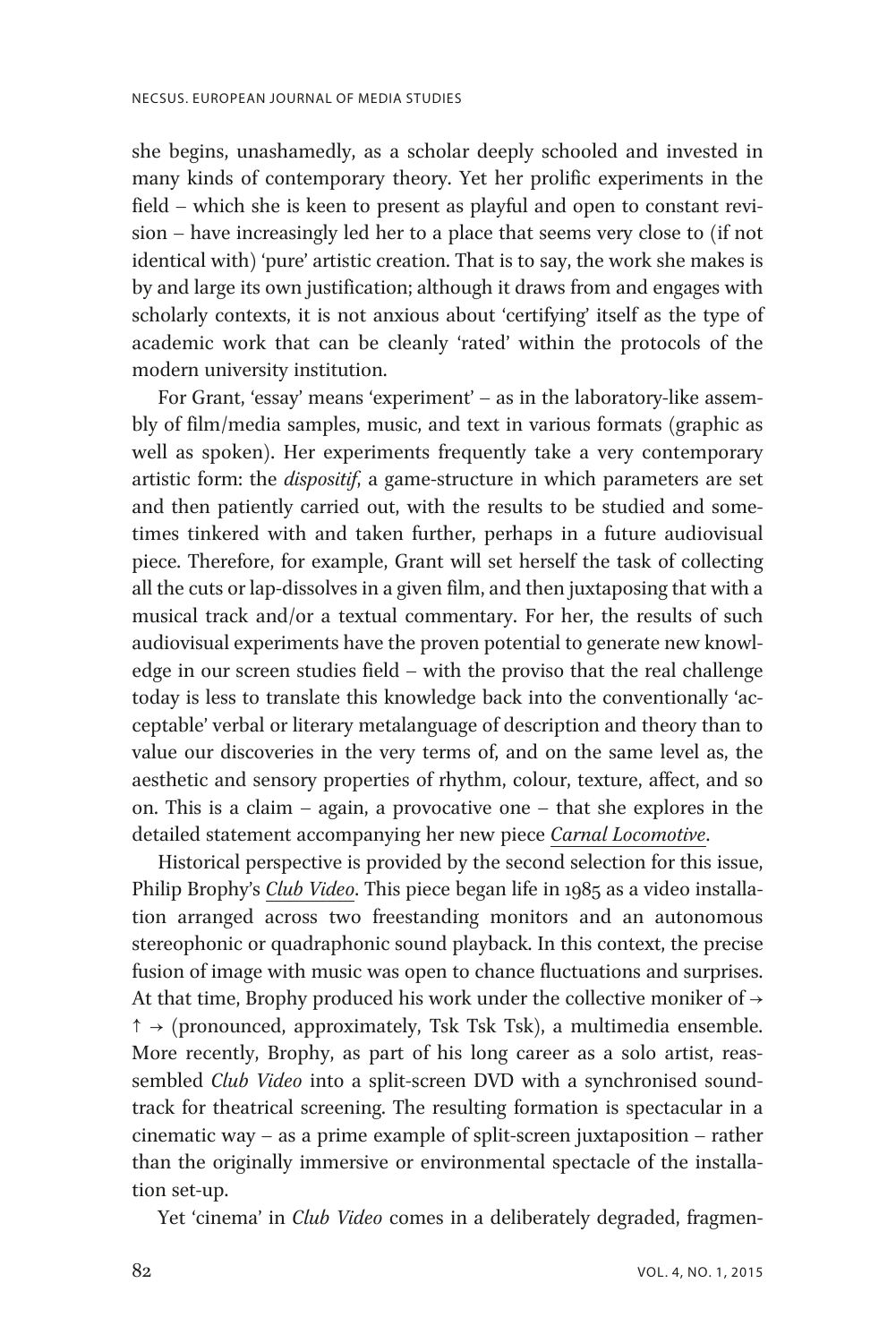she begins, unashamedly, as a scholar deeply schooled and invested in many kinds of contemporary theory. Yet her prolific experiments in the field – which she is keen to present as playful and open to constant revision – have increasingly led her to a place that seems very close to (if not identical with) 'pure' artistic creation. That is to say, the work she makes is by and large its own justification; although it draws from and engages with scholarly contexts, it is not anxious about 'certifying' itself as the type of academic work that can be cleanly 'rated' within the protocols of the modern university institution.

For Grant, 'essay' means 'experiment' – as in the laboratory-like assembly of film/media samples, music, and text in various formats (graphic as well as spoken). Her experiments frequently take a very contemporary artistic form: the *dispositif*, a game-structure in which parameters are set and then patiently carried out, with the results to be studied and sometimes tinkered with and taken further, perhaps in a future audiovisual piece. Therefore, for example, Grant will set herself the task of collecting all the cuts or lap-dissolves in a given film, and then juxtaposing that with a musical track and/or a textual commentary. For her, the results of such audiovisual experiments have the proven potential to generate new knowledge in our screen studies field – with the proviso that the real challenge today is less to translate this knowledge back into the conventionally 'acceptable' verbal or literary metalanguage of description and theory than to value our discoveries in the very terms of, and on the same level as, the aesthetic and sensory properties of rhythm, colour, texture, affect, and so on. This is a claim – again, a provocative one – that she explores in the detailed statement accompanying her new piece *Carnal Locomotive*.

Historical perspective is provided by the second selection for this issue, Philip Brophy's *Club Video*. This piece began life in 1985 as a video installation arranged across two freestanding monitors and an autonomous stereophonic or quadraphonic sound playback. In this context, the precise fusion of image with music was open to chance fluctuations and surprises. At that time, Brophy produced his work under the collective moniker of → ↑ → (pronounced, approximately, Tsk Tsk Tsk), a multimedia ensemble. More recently, Brophy, as part of his long career as a solo artist, reassembled *Club Video* into a split-screen DVD with a synchronised soundtrack for theatrical screening. The resulting formation is spectacular in a cinematic way – as a prime example of split-screen juxtaposition – rather than the originally immersive or environmental spectacle of the installation set-up.

Yet 'cinema' in *Club Video* comes in a deliberately degraded, fragmen-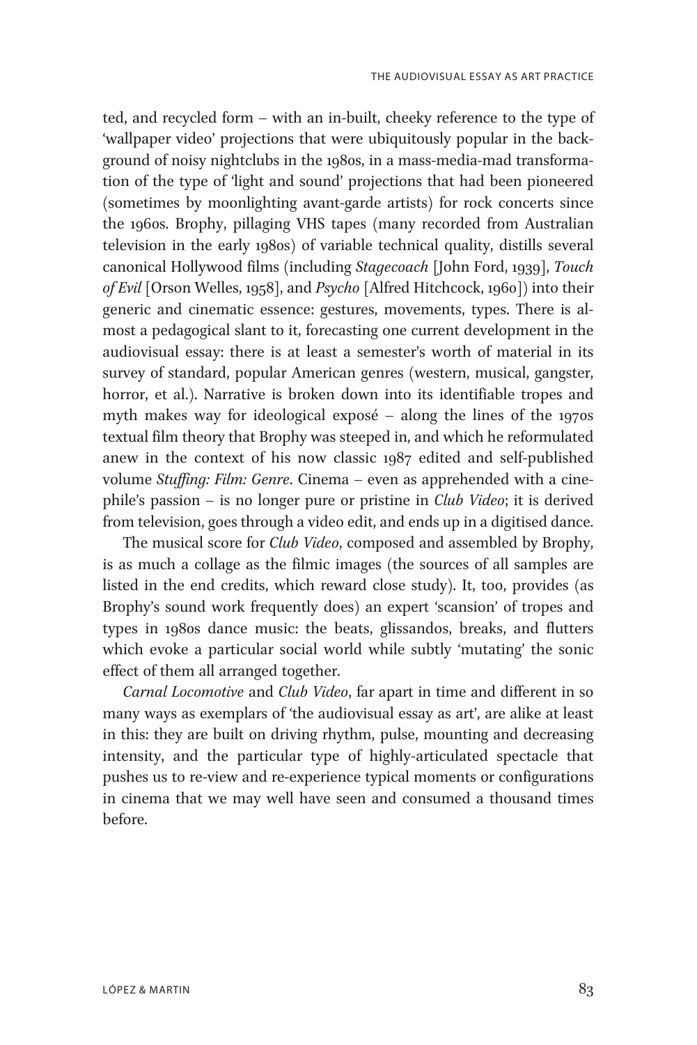ted, and recycled form – with an in-built, cheeky reference to the type of 'wallpaper video' projections that were ubiquitously popular in the background of noisy nightclubs in the 1980s, in a mass-media-mad transformation of the type of 'light and sound' projections that had been pioneered (sometimes by moonlighting avant-garde artists) for rock concerts since the 1960s. Brophy, pillaging VHS tapes (many recorded from Australian television in the early 1980s) of variable technical quality, distills several canonical Hollywood films (including *Stagecoach* [John Ford, 1939], *Touch of Evil* [Orson Welles, 1958], and *Psycho* [Alfred Hitchcock, 1960]) into their generic and cinematic essence: gestures, movements, types. There is almost a pedagogical slant to it, forecasting one current development in the audiovisual essay: there is at least a semester's worth of material in its survey of standard, popular American genres (western, musical, gangster, horror, et al.). Narrative is broken down into its identifiable tropes and myth makes way for ideological exposé – along the lines of the 1970s textual film theory that Brophy was steeped in, and which he reformulated anew in the context of his now classic 1987 edited and self-published volume *Stuffing: Film: Genre*. Cinema – even as apprehended with a cinephile's passion – is no longer pure or pristine in *Club Video*; it is derived from television, goes through a video edit, and ends up in a digitised dance.

The musical score for *Club Video*, composed and assembled by Brophy, is as much a collage as the filmic images (the sources of all samples are listed in the end credits, which reward close study). It, too, provides (as Brophy's sound work frequently does) an expert 'scansion' of tropes and types in 1980s dance music: the beats, glissandos, breaks, and flutters which evoke a particular social world while subtly 'mutating' the sonic effect of them all arranged together.

*Carnal Locomotive* and *Club Video*, far apart in time and different in so many ways as exemplars of 'the audiovisual essay as art', are alike at least in this: they are built on driving rhythm, pulse, mounting and decreasing intensity, and the particular type of highly-articulated spectacle that pushes us to re-view and re-experience typical moments or configurations in cinema that we may well have seen and consumed a thousand times before.